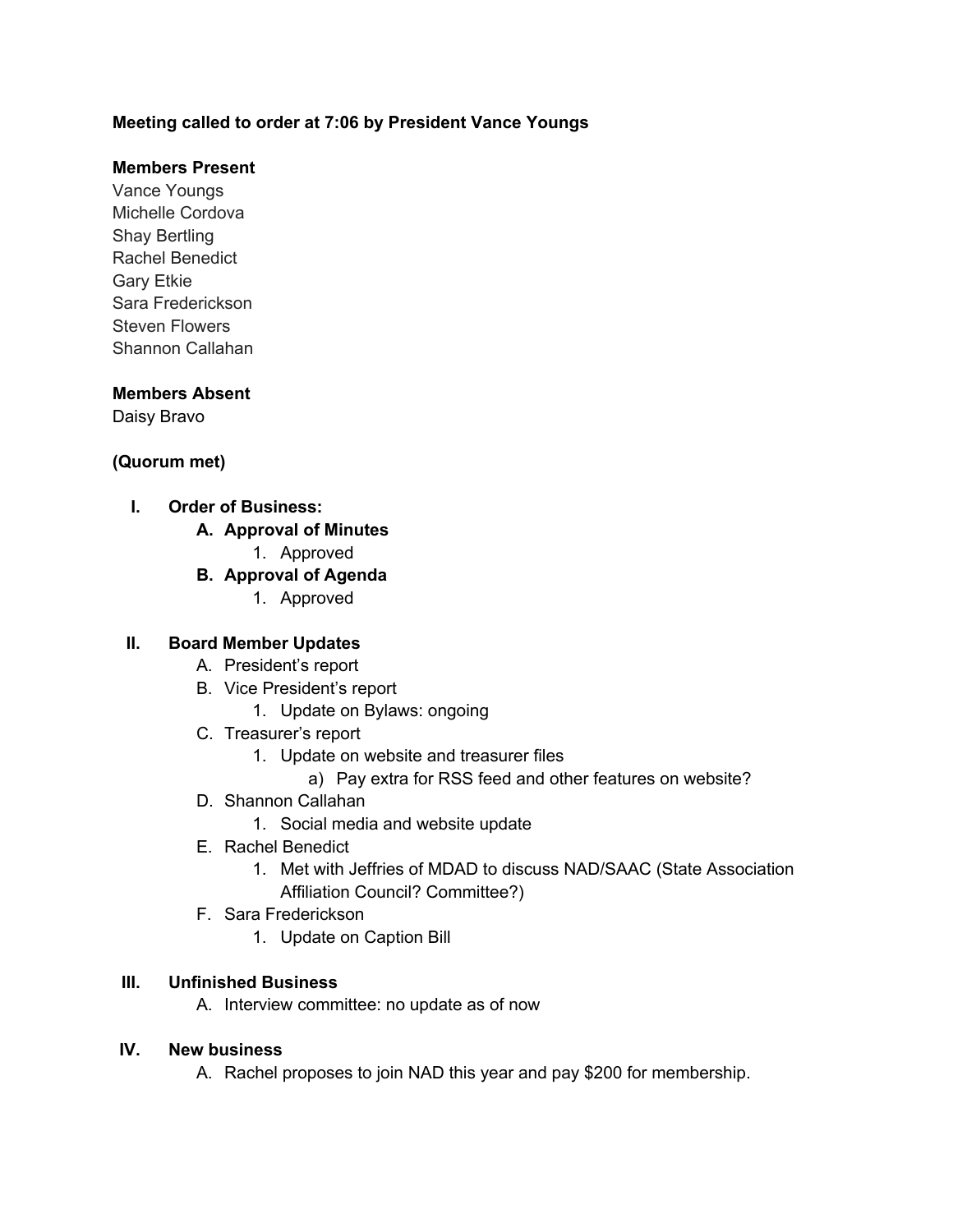**Meeting called to order at 7:06 by President Vance Youngs**

**Members Present**

Vance Youngs
Michelle Cordova
Shay Bertling
Rachel Benedict
Gary Etkie
Sara Frederickson
Steven Flowers
Shannon Callahan

**Members Absent**

Daisy Bravo

**(Quorum met)**

I. **Order of Business:**
    A. **Approval of Minutes**
        1. Approved
    B. **Approval of Agenda**
        1. Approved

II. **Board Member Updates**
    A. President's report
    B. Vice President's report
        1. Update on Bylaws: ongoing
    C. Treasurer's report
        1. Update on website and treasurer files
            a) Pay extra for RSS feed and other features on website?
    D. Shannon Callahan
        1. Social media and website update
    E. Rachel Benedict
        1. Met with Jeffries of MDAD to discuss NAD/SAAC (State Association Affiliation Council? Committee?)
    F. Sara Frederickson
        1. Update on Caption Bill

III. **Unfinished Business**
    A. Interview committee: no update as of now

IV. **New business**
    A. Rachel proposes to join NAD this year and pay $200 for membership.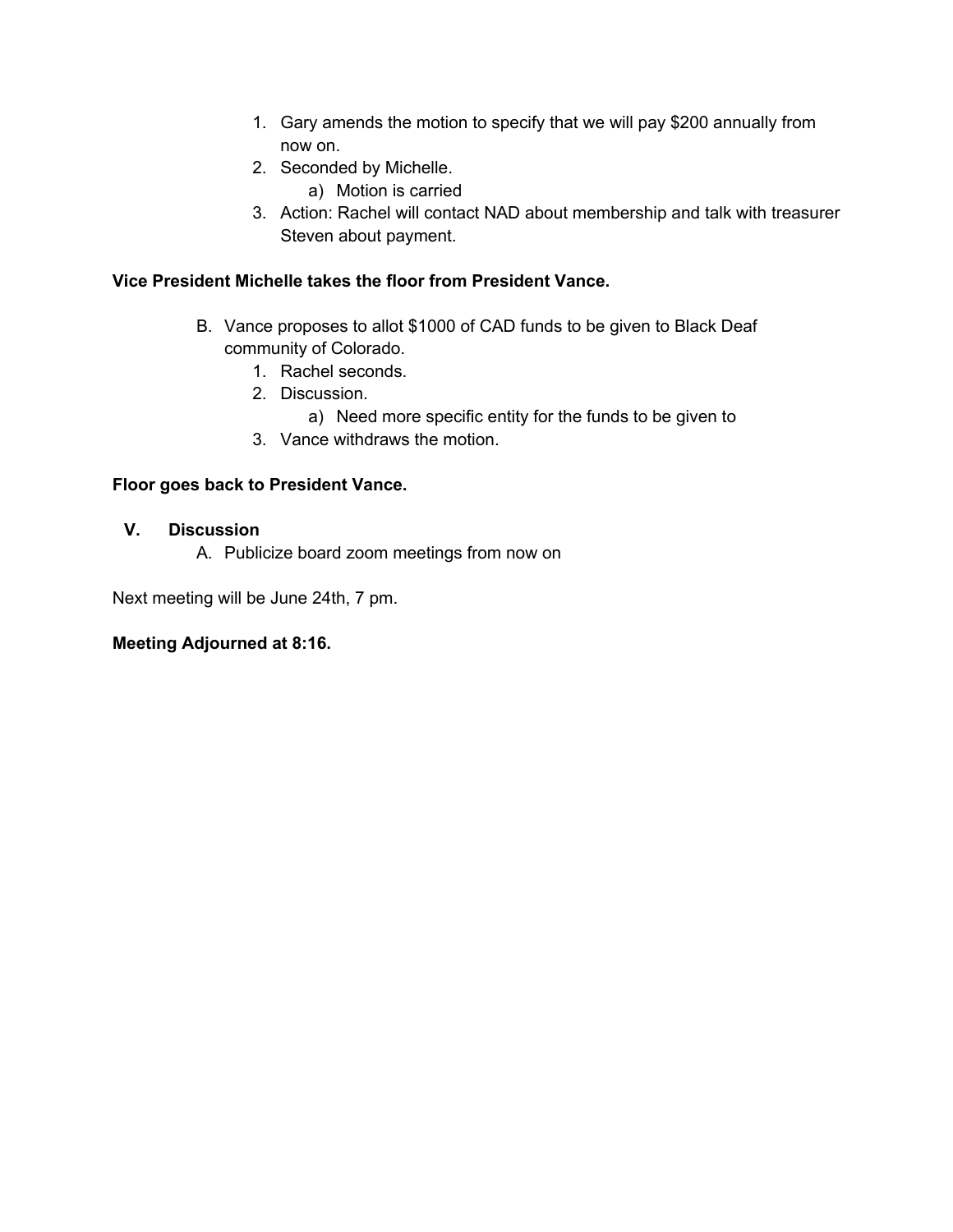1. Gary amends the motion to specify that we will pay $200 annually from now on.
2. Seconded by Michelle.
    a) Motion is carried
3. Action: Rachel will contact NAD about membership and talk with treasurer Steven about payment.

**Vice President Michelle takes the floor from President Vance.**

B. Vance proposes to allot $1000 of CAD funds to be given to Black Deaf community of Colorado.
    1. Rachel seconds.
    2. Discussion.
        a) Need more specific entity for the funds to be given to
    3. Vance withdraws the motion.

**Floor goes back to President Vance.**

**V. Discussion**

A. Publicize board zoom meetings from now on

Next meeting will be June 24th, 7 pm.

**Meeting Adjourned at 8:16.**